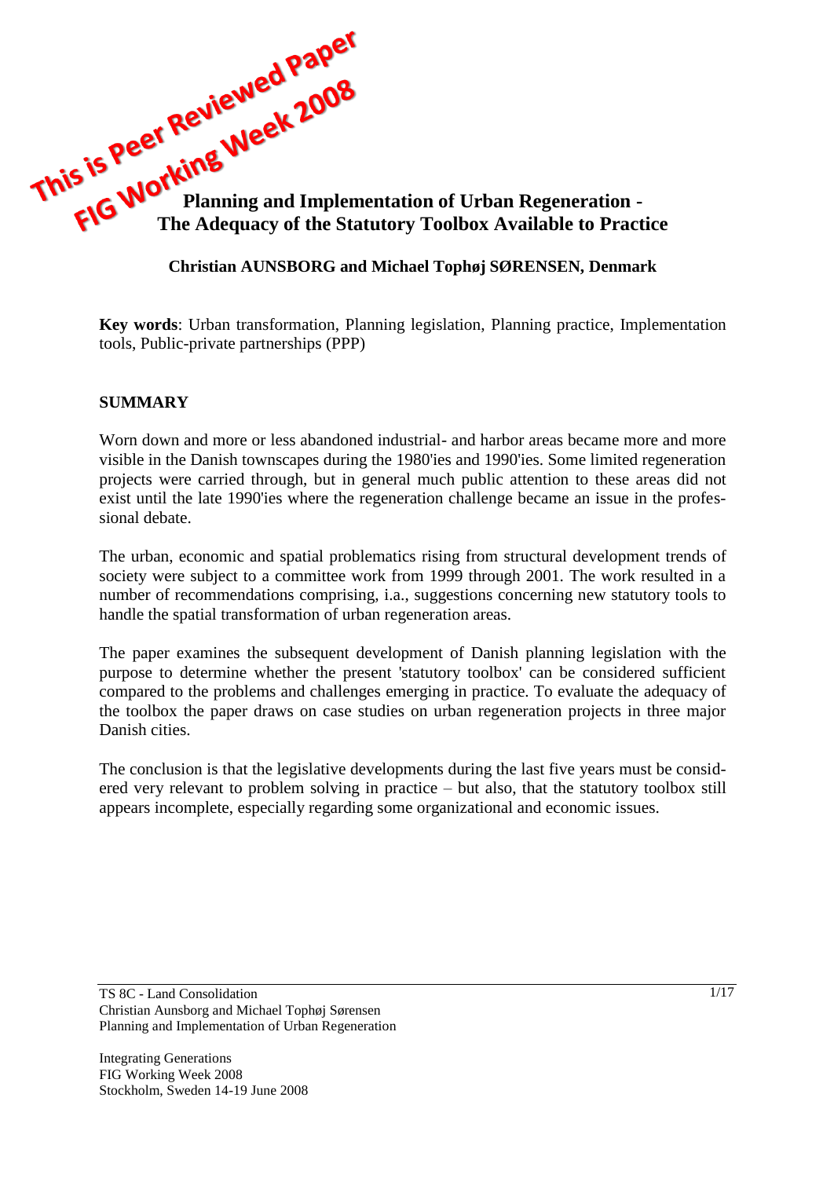This is Peer Reviewed Paper
FIG Working Week 2008

# Planning and Implementation of Urban Regeneration - The Adequacy of the Statutory Toolbox Available to Practice

**Christian AUNSBORG and Michael Tophøj SØRENSEN, Denmark**

**Key words**: Urban transformation, Planning legislation, Planning practice, Implementation tools, Public-private partnerships (PPP)

## SUMMARY

Worn down and more or less abandoned industrial- and harbor areas became more and more visible in the Danish townscapes during the 1980'ies and 1990'ies. Some limited regeneration projects were carried through, but in general much public attention to these areas did not exist until the late 1990'ies where the regeneration challenge became an issue in the professional debate.

The urban, economic and spatial problematics rising from structural development trends of society were subject to a committee work from 1999 through 2001. The work resulted in a number of recommendations comprising, i.a., suggestions concerning new statutory tools to handle the spatial transformation of urban regeneration areas.

The paper examines the subsequent development of Danish planning legislation with the purpose to determine whether the present 'statutory toolbox' can be considered sufficient compared to the problems and challenges emerging in practice. To evaluate the adequacy of the toolbox the paper draws on case studies on urban regeneration projects in three major Danish cities.

The conclusion is that the legislative developments during the last five years must be considered very relevant to problem solving in practice – but also, that the statutory toolbox still appears incomplete, especially regarding some organizational and economic issues.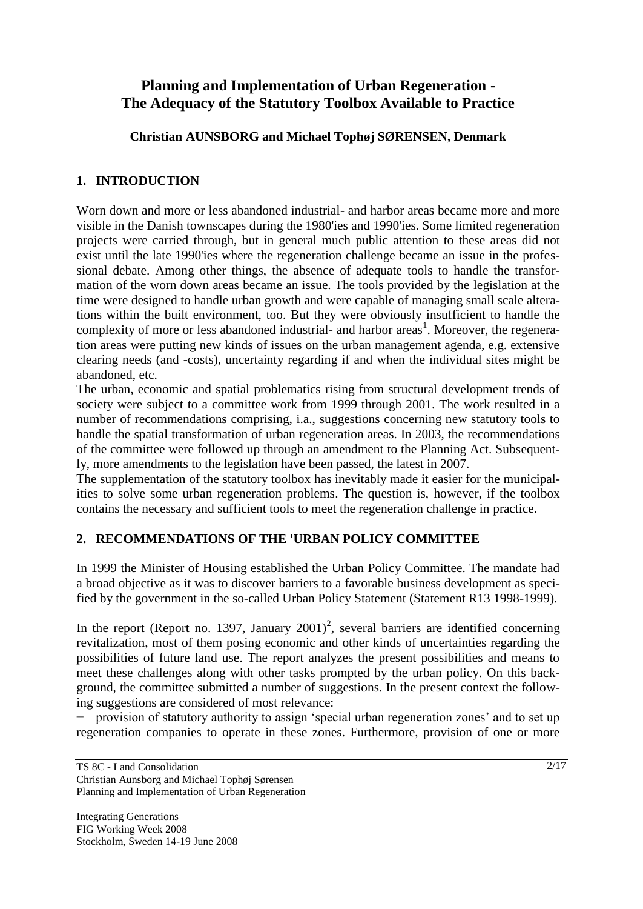# Planning and Implementation of Urban Regeneration - The Adequacy of the Statutory Toolbox Available to Practice

**Christian AUNSBORG and Michael Tophøj SØRENSEN, Denmark**

## 1. INTRODUCTION

Worn down and more or less abandoned industrial- and harbor areas became more and more visible in the Danish townscapes during the 1980'ies and 1990'ies. Some limited regeneration projects were carried through, but in general much public attention to these areas did not exist until the late 1990'ies where the regeneration challenge became an issue in the professional debate. Among other things, the absence of adequate tools to handle the transformation of the worn down areas became an issue. The tools provided by the legislation at the time were designed to handle urban growth and were capable of managing small scale alterations within the built environment, too. But they were obviously insufficient to handle the complexity of more or less abandoned industrial- and harbor areas[1]. Moreover, the regeneration areas were putting new kinds of issues on the urban management agenda, e.g. extensive clearing needs (and -costs), uncertainty regarding if and when the individual sites might be abandoned, etc.

The urban, economic and spatial problematics rising from structural development trends of society were subject to a committee work from 1999 through 2001. The work resulted in a number of recommendations comprising, i.a., suggestions concerning new statutory tools to handle the spatial transformation of urban regeneration areas. In 2003, the recommendations of the committee were followed up through an amendment to the Planning Act. Subsequently, more amendments to the legislation have been passed, the latest in 2007.

The supplementation of the statutory toolbox has inevitably made it easier for the municipalities to solve some urban regeneration problems. The question is, however, if the toolbox contains the necessary and sufficient tools to meet the regeneration challenge in practice.

## 2. RECOMMENDATIONS OF THE 'URBAN POLICY COMMITTEE

In 1999 the Minister of Housing established the Urban Policy Committee. The mandate had a broad objective as it was to discover barriers to a favorable business development as specified by the government in the so-called Urban Policy Statement (Statement R13 1998-1999).

In the report (Report no. 1397, January 2001)[2], several barriers are identified concerning revitalization, most of them posing economic and other kinds of uncertainties regarding the possibilities of future land use. The report analyzes the present possibilities and means to meet these challenges along with other tasks prompted by the urban policy. On this background, the committee submitted a number of suggestions. In the present context the following suggestions are considered of most relevance:

- provision of statutory authority to assign 'special urban regeneration zones' and to set up regeneration companies to operate in these zones. Furthermore, provision of one or more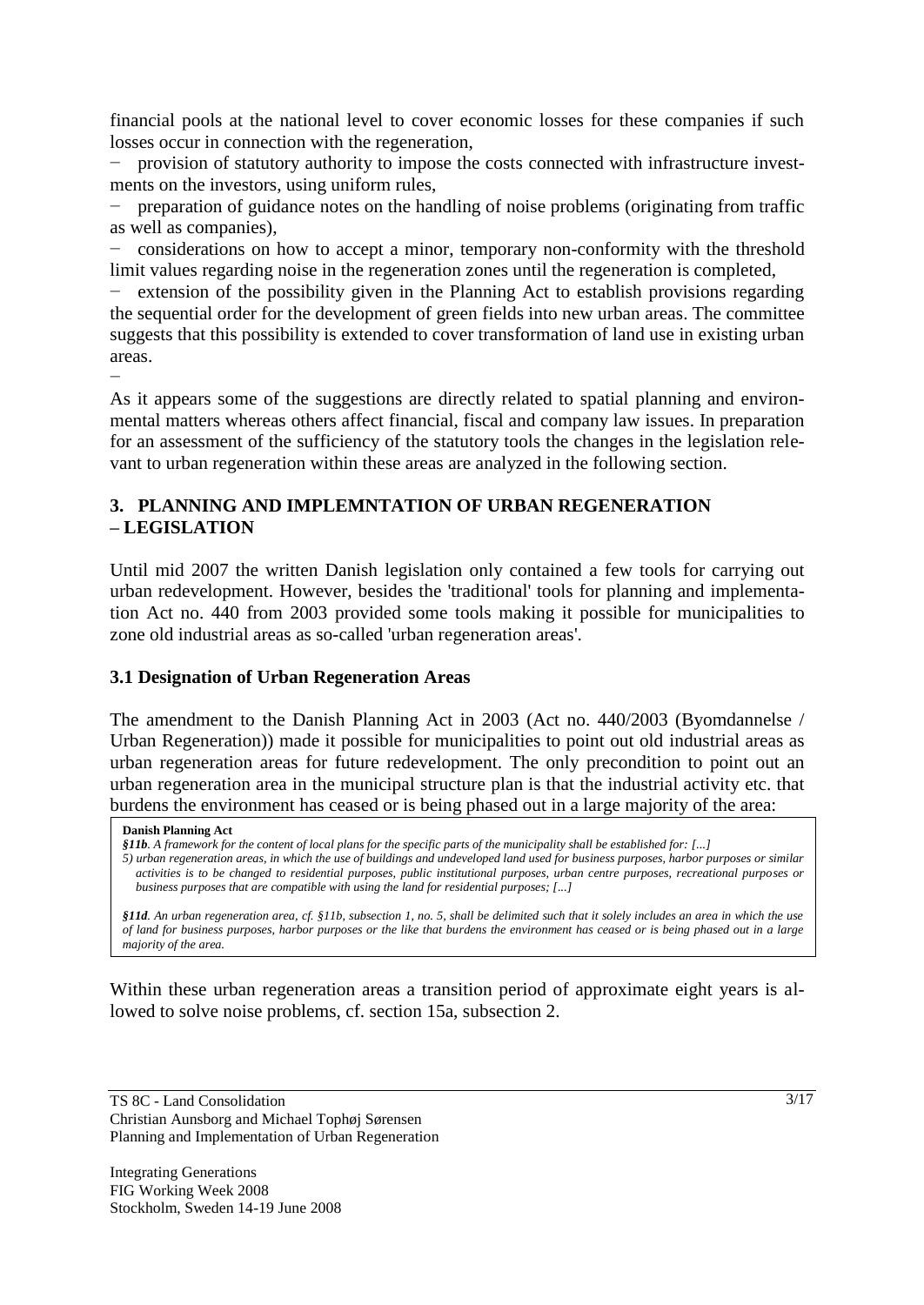financial pools at the national level to cover economic losses for these companies if such losses occur in connection with the regeneration,

- provision of statutory authority to impose the costs connected with infrastructure investments on the investors, using uniform rules,
- preparation of guidance notes on the handling of noise problems (originating from traffic as well as companies),
- considerations on how to accept a minor, temporary non-conformity with the threshold limit values regarding noise in the regeneration zones until the regeneration is completed,
- extension of the possibility given in the Planning Act to establish provisions regarding the sequential order for the development of green fields into new urban areas. The committee suggests that this possibility is extended to cover transformation of land use in existing urban areas.
-

As it appears some of the suggestions are directly related to spatial planning and environmental matters whereas others affect financial, fiscal and company law issues. In preparation for an assessment of the sufficiency of the statutory tools the changes in the legislation relevant to urban regeneration within these areas are analyzed in the following section.

## 3. PLANNING AND IMPLEMNTATION OF URBAN REGENERATION – LEGISLATION

Until mid 2007 the written Danish legislation only contained a few tools for carrying out urban redevelopment. However, besides the 'traditional' tools for planning and implementation Act no. 440 from 2003 provided some tools making it possible for municipalities to zone old industrial areas as so-called 'urban regeneration areas'.

### 3.1 Designation of Urban Regeneration Areas

The amendment to the Danish Planning Act in 2003 (Act no. 440/2003 (Byomdannelse / Urban Regeneration)) made it possible for municipalities to point out old industrial areas as urban regeneration areas for future redevelopment. The only precondition to point out an urban regeneration area in the municipal structure plan is that the industrial activity etc. that burdens the environment has ceased or is being phased out in a large majority of the area:

> **Danish Planning Act**
>
> ***§11b**. A framework for the content of local plans for the specific parts of the municipality shall be established for: [...]*
>
> *5) urban regeneration areas, in which the use of buildings and undeveloped land used for business purposes, harbor purposes or similar activities is to be changed to residential purposes, public institutional purposes, urban centre purposes, recreational purposes or business purposes that are compatible with using the land for residential purposes; [...]*
>
> ***§11d**. An urban regeneration area, cf. §11b, subsection 1, no. 5, shall be delimited such that it solely includes an area in which the use of land for business purposes, harbor purposes or the like that burdens the environment has ceased or is being phased out in a large majority of the area.*

Within these urban regeneration areas a transition period of approximate eight years is allowed to solve noise problems, cf. section 15a, subsection 2.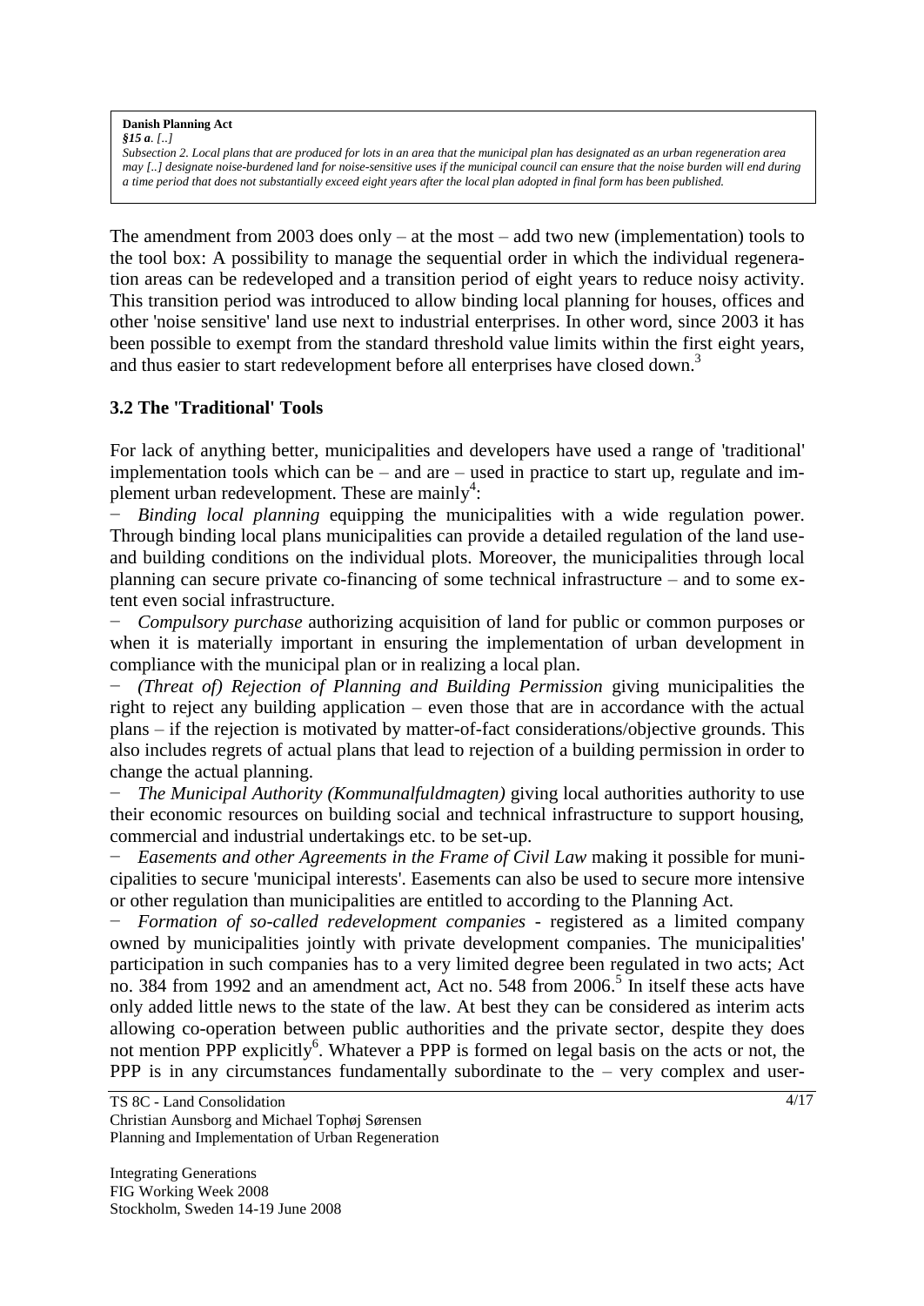**Danish Planning Act**
***§15 a**. [..]*
*Subsection 2. Local plans that are produced for lots in an area that the municipal plan has designated as an urban regeneration area may [..] designate noise-burdened land for noise-sensitive uses if the municipal council can ensure that the noise burden will end during a time period that does not substantially exceed eight years after the local plan adopted in final form has been published.*

The amendment from 2003 does only – at the most – add two new (implementation) tools to the tool box: A possibility to manage the sequential order in which the individual regeneration areas can be redeveloped and a transition period of eight years to reduce noisy activity. This transition period was introduced to allow binding local planning for houses, offices and other 'noise sensitive' land use next to industrial enterprises. In other word, since 2003 it has been possible to exempt from the standard threshold value limits within the first eight years, and thus easier to start redevelopment before all enterprises have closed down.[3]

### 3.2 The 'Traditional' Tools

For lack of anything better, municipalities and developers have used a range of 'traditional' implementation tools which can be – and are – used in practice to start up, regulate and implement urban redevelopment. These are mainly[4]:

- *Binding local planning* equipping the municipalities with a wide regulation power. Through binding local plans municipalities can provide a detailed regulation of the land use- and building conditions on the individual plots. Moreover, the municipalities through local planning can secure private co-financing of some technical infrastructure – and to some extent even social infrastructure.
- *Compulsory purchase* authorizing acquisition of land for public or common purposes or when it is materially important in ensuring the implementation of urban development in compliance with the municipal plan or in realizing a local plan.
- *(Threat of) Rejection of Planning and Building Permission* giving municipalities the right to reject any building application – even those that are in accordance with the actual plans – if the rejection is motivated by matter-of-fact considerations/objective grounds. This also includes regrets of actual plans that lead to rejection of a building permission in order to change the actual planning.
- *The Municipal Authority (Kommunalfuldmagten)* giving local authorities authority to use their economic resources on building social and technical infrastructure to support housing, commercial and industrial undertakings etc. to be set-up.
- *Easements and other Agreements in the Frame of Civil Law* making it possible for municipalities to secure 'municipal interests'. Easements can also be used to secure more intensive or other regulation than municipalities are entitled to according to the Planning Act.
- *Formation of so-called redevelopment companies* - registered as a limited company owned by municipalities jointly with private development companies. The municipalities' participation in such companies has to a very limited degree been regulated in two acts; Act no. 384 from 1992 and an amendment act, Act no. 548 from 2006.[5] In itself these acts have only added little news to the state of the law. At best they can be considered as interim acts allowing co-operation between public authorities and the private sector, despite they does not mention PPP explicitly[6]. Whatever a PPP is formed on legal basis on the acts or not, the PPP is in any circumstances fundamentally subordinate to the – very complex and user-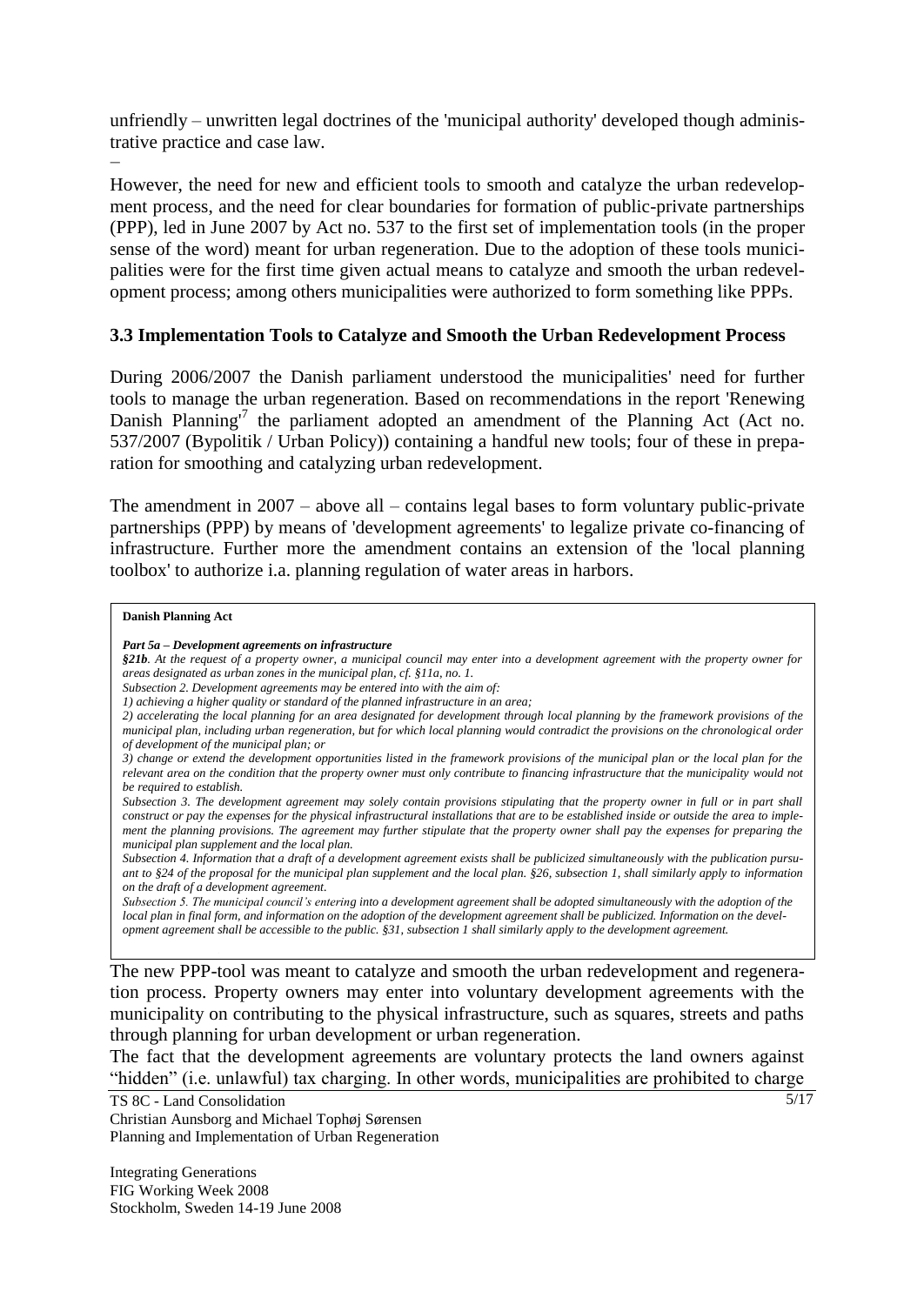unfriendly – unwritten legal doctrines of the 'municipal authority' developed though administrative practice and case law.

–

However, the need for new and efficient tools to smooth and catalyze the urban redevelopment process, and the need for clear boundaries for formation of public-private partnerships (PPP), led in June 2007 by Act no. 537 to the first set of implementation tools (in the proper sense of the word) meant for urban regeneration. Due to the adoption of these tools municipalities were for the first time given actual means to catalyze and smooth the urban redevelopment process; among others municipalities were authorized to form something like PPPs.

### 3.3 Implementation Tools to Catalyze and Smooth the Urban Redevelopment Process

During 2006/2007 the Danish parliament understood the municipalities' need for further tools to manage the urban regeneration. Based on recommendations in the report 'Renewing Danish Planning'[7] the parliament adopted an amendment of the Planning Act (Act no. 537/2007 (Bypolitik / Urban Policy)) containing a handful new tools; four of these in preparation for smoothing and catalyzing urban redevelopment.

The amendment in 2007 – above all – contains legal bases to form voluntary public-private partnerships (PPP) by means of 'development agreements' to legalize private co-financing of infrastructure. Further more the amendment contains an extension of the 'local planning toolbox' to authorize i.a. planning regulation of water areas in harbors.

> **Danish Planning Act**
>
> ***Part 5a – Development agreements on infrastructure***
>
> ***§21b****. At the request of a property owner, a municipal council may enter into a development agreement with the property owner for areas designated as urban zones in the municipal plan, cf. §11a, no. 1.*
>
> *Subsection 2. Development agreements may be entered into with the aim of:*
>
> *1) achieving a higher quality or standard of the planned infrastructure in an area;*
>
> *2) accelerating the local planning for an area designated for development through local planning by the framework provisions of the municipal plan, including urban regeneration, but for which local planning would contradict the provisions on the chronological order of development of the municipal plan; or*
>
> *3) change or extend the development opportunities listed in the framework provisions of the municipal plan or the local plan for the relevant area on the condition that the property owner must only contribute to financing infrastructure that the municipality would not be required to establish.*
>
> *Subsection 3. The development agreement may solely contain provisions stipulating that the property owner in full or in part shall construct or pay the expenses for the physical infrastructural installations that are to be established inside or outside the area to implement the planning provisions. The agreement may further stipulate that the property owner shall pay the expenses for preparing the municipal plan supplement and the local plan.*
>
> *Subsection 4. Information that a draft of a development agreement exists shall be publicized simultaneously with the publication pursuant to §24 of the proposal for the municipal plan supplement and the local plan. §26, subsection 1, shall similarly apply to information on the draft of a development agreement.*
>
> *Subsection 5. The municipal council's entering into a development agreement shall be adopted simultaneously with the adoption of the local plan in final form, and information on the adoption of the development agreement shall be publicized. Information on the development agreement shall be accessible to the public. §31, subsection 1 shall similarly apply to the development agreement.*

The new PPP-tool was meant to catalyze and smooth the urban redevelopment and regeneration process. Property owners may enter into voluntary development agreements with the municipality on contributing to the physical infrastructure, such as squares, streets and paths through planning for urban development or urban regeneration.

The fact that the development agreements are voluntary protects the land owners against "hidden" (i.e. unlawful) tax charging. In other words, municipalities are prohibited to charge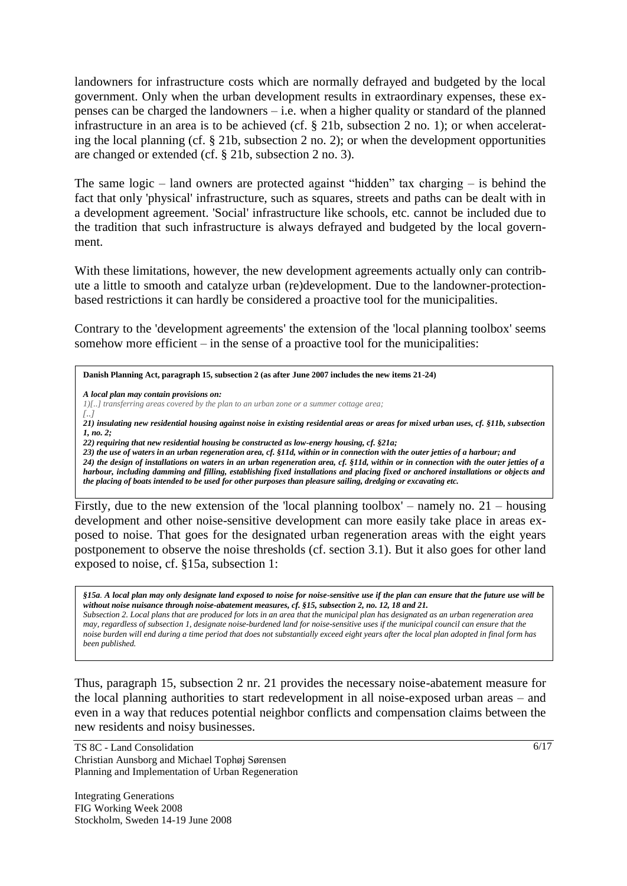landowners for infrastructure costs which are normally defrayed and budgeted by the local government. Only when the urban development results in extraordinary expenses, these expenses can be charged the landowners – i.e. when a higher quality or standard of the planned infrastructure in an area is to be achieved (cf. § 21b, subsection 2 no. 1); or when accelerating the local planning (cf. § 21b, subsection 2 no. 2); or when the development opportunities are changed or extended (cf. § 21b, subsection 2 no. 3).

The same logic – land owners are protected against "hidden" tax charging – is behind the fact that only 'physical' infrastructure, such as squares, streets and paths can be dealt with in a development agreement. 'Social' infrastructure like schools, etc. cannot be included due to the tradition that such infrastructure is always defrayed and budgeted by the local government.

With these limitations, however, the new development agreements actually only can contribute a little to smooth and catalyze urban (re)development. Due to the landowner-protection-based restrictions it can hardly be considered a proactive tool for the municipalities.

Contrary to the 'development agreements' the extension of the 'local planning toolbox' seems somehow more efficient – in the sense of a proactive tool for the municipalities:

> **Danish Planning Act, paragraph 15, subsection 2 (as after June 2007 includes the new items 21-24)**
>
> ***A local plan may contain provisions on:***
> *1)[..] transferring areas covered by the plan to an urban zone or a summer cottage area;*
> *[..]*
> ***21) insulating new residential housing against noise in existing residential areas or areas for mixed urban uses, cf. §11b, subsection 1, no. 2;***
> ***22) requiring that new residential housing be constructed as low-energy housing, cf. §21a;***
> ***23) the use of waters in an urban regeneration area, cf. §11d, within or in connection with the outer jetties of a harbour; and***
> ***24) the design of installations on waters in an urban regeneration area, cf. §11d, within or in connection with the outer jetties of a harbour, including damming and filling, establishing fixed installations and placing fixed or anchored installations or objects and the placing of boats intended to be used for other purposes than pleasure sailing, dredging or excavating etc.***

Firstly, due to the new extension of the 'local planning toolbox' – namely no. 21 – housing development and other noise-sensitive development can more easily take place in areas exposed to noise. That goes for the designated urban regeneration areas with the eight years postponement to observe the noise thresholds (cf. section 3.1). But it also goes for other land exposed to noise, cf. §15a, subsection 1:

> ***§15a. A local plan may only designate land exposed to noise for noise-sensitive use if the plan can ensure that the future use will be without noise nuisance through noise-abatement measures, cf. §15, subsection 2, no. 12, 18 and 21.***
> *Subsection 2. Local plans that are produced for lots in an area that the municipal plan has designated as an urban regeneration area may, regardless of subsection 1, designate noise-burdened land for noise-sensitive uses if the municipal council can ensure that the noise burden will end during a time period that does not substantially exceed eight years after the local plan adopted in final form has been published.*

Thus, paragraph 15, subsection 2 nr. 21 provides the necessary noise-abatement measure for the local planning authorities to start redevelopment in all noise-exposed urban areas – and even in a way that reduces potential neighbor conflicts and compensation claims between the new residents and noisy businesses.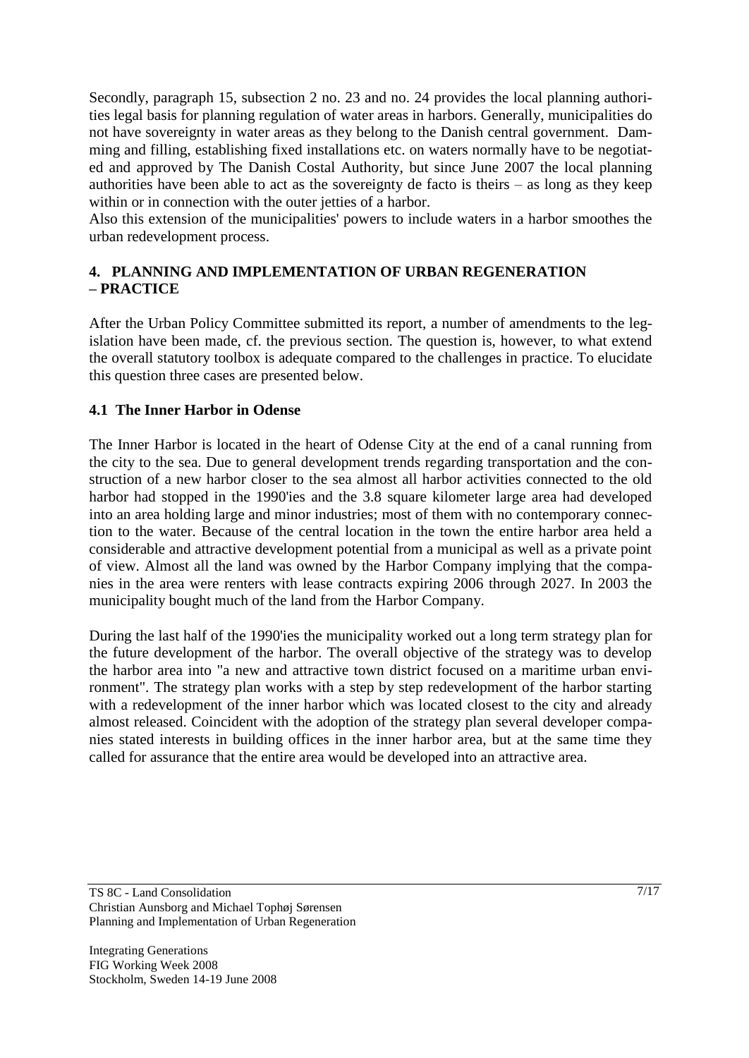Secondly, paragraph 15, subsection 2 no. 23 and no. 24 provides the local planning authorities legal basis for planning regulation of water areas in harbors. Generally, municipalities do not have sovereignty in water areas as they belong to the Danish central government. Damming and filling, establishing fixed installations etc. on waters normally have to be negotiated and approved by The Danish Costal Authority, but since June 2007 the local planning authorities have been able to act as the sovereignty de facto is theirs – as long as they keep within or in connection with the outer jetties of a harbor.

Also this extension of the municipalities' powers to include waters in a harbor smoothes the urban redevelopment process.

## 4. PLANNING AND IMPLEMENTATION OF URBAN REGENERATION – PRACTICE

After the Urban Policy Committee submitted its report, a number of amendments to the legislation have been made, cf. the previous section. The question is, however, to what extend the overall statutory toolbox is adequate compared to the challenges in practice. To elucidate this question three cases are presented below.

### 4.1 The Inner Harbor in Odense

The Inner Harbor is located in the heart of Odense City at the end of a canal running from the city to the sea. Due to general development trends regarding transportation and the construction of a new harbor closer to the sea almost all harbor activities connected to the old harbor had stopped in the 1990'ies and the 3.8 square kilometer large area had developed into an area holding large and minor industries; most of them with no contemporary connection to the water. Because of the central location in the town the entire harbor area held a considerable and attractive development potential from a municipal as well as a private point of view. Almost all the land was owned by the Harbor Company implying that the companies in the area were renters with lease contracts expiring 2006 through 2027. In 2003 the municipality bought much of the land from the Harbor Company.

During the last half of the 1990'ies the municipality worked out a long term strategy plan for the future development of the harbor. The overall objective of the strategy was to develop the harbor area into "a new and attractive town district focused on a maritime urban environment". The strategy plan works with a step by step redevelopment of the harbor starting with a redevelopment of the inner harbor which was located closest to the city and already almost released. Coincident with the adoption of the strategy plan several developer companies stated interests in building offices in the inner harbor area, but at the same time they called for assurance that the entire area would be developed into an attractive area.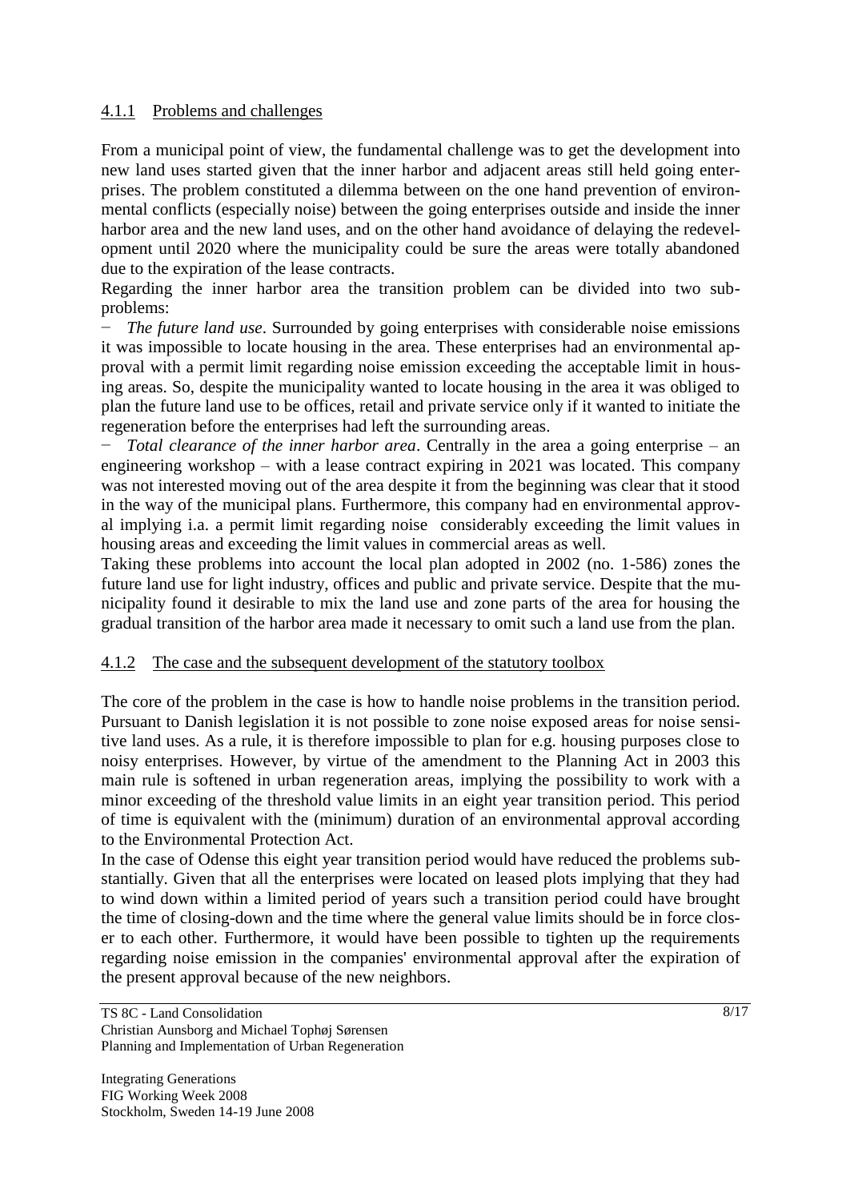### 4.1.1 Problems and challenges

From a municipal point of view, the fundamental challenge was to get the development into new land uses started given that the inner harbor and adjacent areas still held going enterprises. The problem constituted a dilemma between on the one hand prevention of environmental conflicts (especially noise) between the going enterprises outside and inside the inner harbor area and the new land uses, and on the other hand avoidance of delaying the redevelopment until 2020 where the municipality could be sure the areas were totally abandoned due to the expiration of the lease contracts.

Regarding the inner harbor area the transition problem can be divided into two subproblems:

- *The future land use*. Surrounded by going enterprises with considerable noise emissions it was impossible to locate housing in the area. These enterprises had an environmental approval with a permit limit regarding noise emission exceeding the acceptable limit in housing areas. So, despite the municipality wanted to locate housing in the area it was obliged to plan the future land use to be offices, retail and private service only if it wanted to initiate the regeneration before the enterprises had left the surrounding areas.
- *Total clearance of the inner harbor area*. Centrally in the area a going enterprise – an engineering workshop – with a lease contract expiring in 2021 was located. This company was not interested moving out of the area despite it from the beginning was clear that it stood in the way of the municipal plans. Furthermore, this company had en environmental approval implying i.a. a permit limit regarding noise considerably exceeding the limit values in housing areas and exceeding the limit values in commercial areas as well.

Taking these problems into account the local plan adopted in 2002 (no. 1-586) zones the future land use for light industry, offices and public and private service. Despite that the municipality found it desirable to mix the land use and zone parts of the area for housing the gradual transition of the harbor area made it necessary to omit such a land use from the plan.

### 4.1.2 The case and the subsequent development of the statutory toolbox

The core of the problem in the case is how to handle noise problems in the transition period. Pursuant to Danish legislation it is not possible to zone noise exposed areas for noise sensitive land uses. As a rule, it is therefore impossible to plan for e.g. housing purposes close to noisy enterprises. However, by virtue of the amendment to the Planning Act in 2003 this main rule is softened in urban regeneration areas, implying the possibility to work with a minor exceeding of the threshold value limits in an eight year transition period. This period of time is equivalent with the (minimum) duration of an environmental approval according to the Environmental Protection Act.

In the case of Odense this eight year transition period would have reduced the problems substantially. Given that all the enterprises were located on leased plots implying that they had to wind down within a limited period of years such a transition period could have brought the time of closing-down and the time where the general value limits should be in force closer to each other. Furthermore, it would have been possible to tighten up the requirements regarding noise emission in the companies' environmental approval after the expiration of the present approval because of the new neighbors.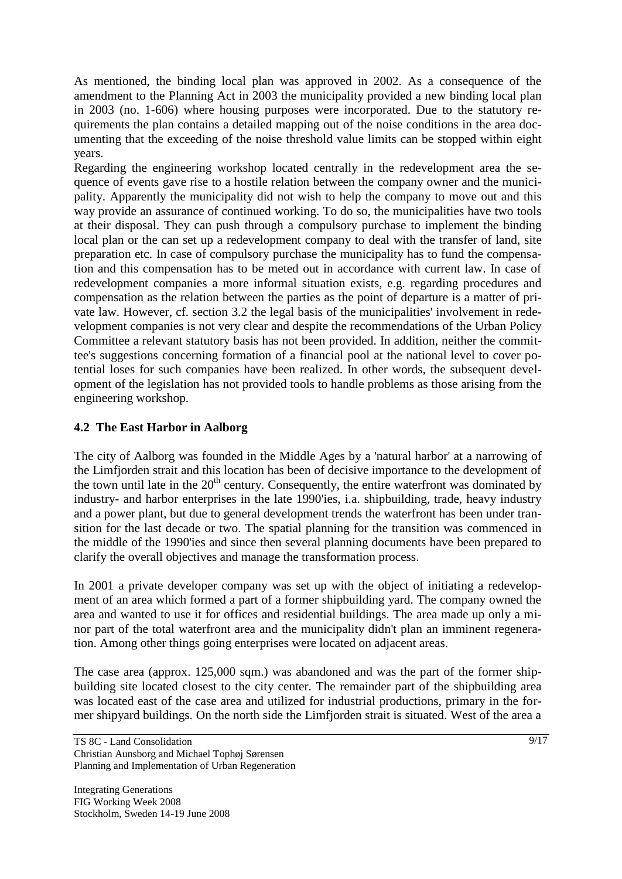As mentioned, the binding local plan was approved in 2002. As a consequence of the amendment to the Planning Act in 2003 the municipality provided a new binding local plan in 2003 (no. 1-606) where housing purposes were incorporated. Due to the statutory requirements the plan contains a detailed mapping out of the noise conditions in the area documenting that the exceeding of the noise threshold value limits can be stopped within eight years.

Regarding the engineering workshop located centrally in the redevelopment area the sequence of events gave rise to a hostile relation between the company owner and the municipality. Apparently the municipality did not wish to help the company to move out and this way provide an assurance of continued working. To do so, the municipalities have two tools at their disposal. They can push through a compulsory purchase to implement the binding local plan or the can set up a redevelopment company to deal with the transfer of land, site preparation etc. In case of compulsory purchase the municipality has to fund the compensation and this compensation has to be meted out in accordance with current law. In case of redevelopment companies a more informal situation exists, e.g. regarding procedures and compensation as the relation between the parties as the point of departure is a matter of private law. However, cf. section 3.2 the legal basis of the municipalities' involvement in redevelopment companies is not very clear and despite the recommendations of the Urban Policy Committee a relevant statutory basis has not been provided. In addition, neither the committee's suggestions concerning formation of a financial pool at the national level to cover potential loses for such companies have been realized. In other words, the subsequent development of the legislation has not provided tools to handle problems as those arising from the engineering workshop.

### 4.2 The East Harbor in Aalborg

The city of Aalborg was founded in the Middle Ages by a 'natural harbor' at a narrowing of the Limfjorden strait and this location has been of decisive importance to the development of the town until late in the 20th century. Consequently, the entire waterfront was dominated by industry- and harbor enterprises in the late 1990'ies, i.a. shipbuilding, trade, heavy industry and a power plant, but due to general development trends the waterfront has been under transition for the last decade or two. The spatial planning for the transition was commenced in the middle of the 1990'ies and since then several planning documents have been prepared to clarify the overall objectives and manage the transformation process.

In 2001 a private developer company was set up with the object of initiating a redevelopment of an area which formed a part of a former shipbuilding yard. The company owned the area and wanted to use it for offices and residential buildings. The area made up only a minor part of the total waterfront area and the municipality didn't plan an imminent regeneration. Among other things going enterprises were located on adjacent areas.

The case area (approx. 125,000 sqm.) was abandoned and was the part of the former shipbuilding site located closest to the city center. The remainder part of the shipbuilding area was located east of the case area and utilized for industrial productions, primary in the former shipyard buildings. On the north side the Limfjorden strait is situated. West of the area a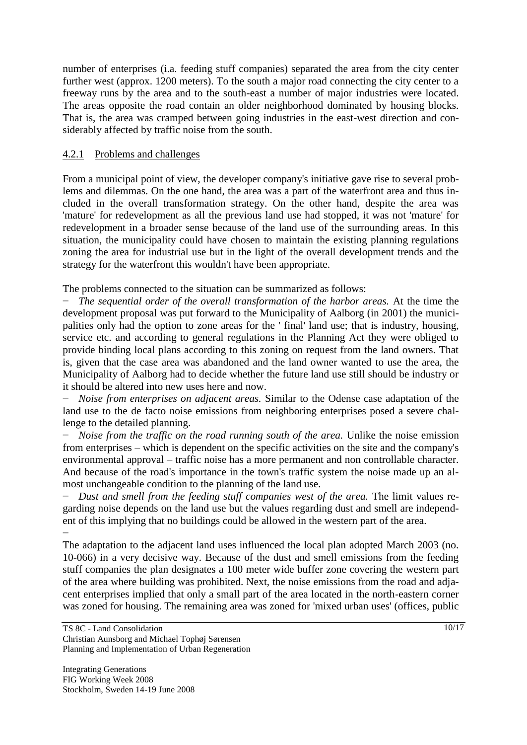number of enterprises (i.a. feeding stuff companies) separated the area from the city center further west (approx. 1200 meters). To the south a major road connecting the city center to a freeway runs by the area and to the south-east a number of major industries were located. The areas opposite the road contain an older neighborhood dominated by housing blocks. That is, the area was cramped between going industries in the east-west direction and considerably affected by traffic noise from the south.

### 4.2.1 Problems and challenges

From a municipal point of view, the developer company's initiative gave rise to several problems and dilemmas. On the one hand, the area was a part of the waterfront area and thus included in the overall transformation strategy. On the other hand, despite the area was 'mature' for redevelopment as all the previous land use had stopped, it was not 'mature' for redevelopment in a broader sense because of the land use of the surrounding areas. In this situation, the municipality could have chosen to maintain the existing planning regulations zoning the area for industrial use but in the light of the overall development trends and the strategy for the waterfront this wouldn't have been appropriate.

The problems connected to the situation can be summarized as follows:

- *The sequential order of the overall transformation of the harbor areas.* At the time the development proposal was put forward to the Municipality of Aalborg (in 2001) the municipalities only had the option to zone areas for the ' final' land use; that is industry, housing, service etc. and according to general regulations in the Planning Act they were obliged to provide binding local plans according to this zoning on request from the land owners. That is, given that the case area was abandoned and the land owner wanted to use the area, the Municipality of Aalborg had to decide whether the future land use still should be industry or it should be altered into new uses here and now.
- *Noise from enterprises on adjacent areas.* Similar to the Odense case adaptation of the land use to the de facto noise emissions from neighboring enterprises posed a severe challenge to the detailed planning.
- *Noise from the traffic on the road running south of the area.* Unlike the noise emission from enterprises – which is dependent on the specific activities on the site and the company's environmental approval – traffic noise has a more permanent and non controllable character. And because of the road's importance in the town's traffic system the noise made up an almost unchangeable condition to the planning of the land use.
- *Dust and smell from the feeding stuff companies west of the area.* The limit values regarding noise depends on the land use but the values regarding dust and smell are independent of this implying that no buildings could be allowed in the western part of the area.

The adaptation to the adjacent land uses influenced the local plan adopted March 2003 (no. 10-066) in a very decisive way. Because of the dust and smell emissions from the feeding stuff companies the plan designates a 100 meter wide buffer zone covering the western part of the area where building was prohibited. Next, the noise emissions from the road and adjacent enterprises implied that only a small part of the area located in the north-eastern corner was zoned for housing. The remaining area was zoned for 'mixed urban uses' (offices, public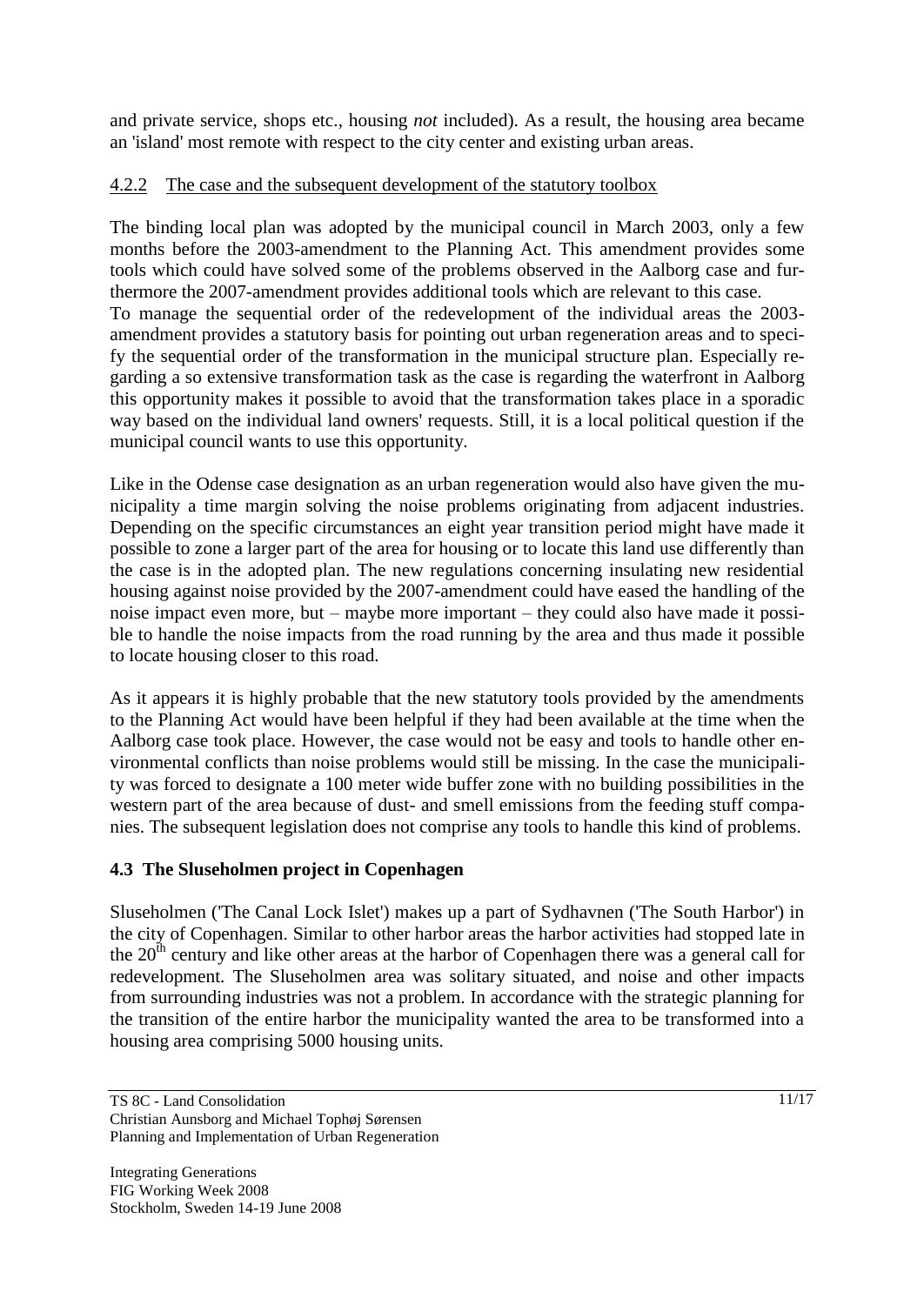and private service, shops etc., housing *not* included). As a result, the housing area became an 'island' most remote with respect to the city center and existing urban areas.

### 4.2.2 The case and the subsequent development of the statutory toolbox

The binding local plan was adopted by the municipal council in March 2003, only a few months before the 2003-amendment to the Planning Act. This amendment provides some tools which could have solved some of the problems observed in the Aalborg case and furthermore the 2007-amendment provides additional tools which are relevant to this case.
To manage the sequential order of the redevelopment of the individual areas the 2003-amendment provides a statutory basis for pointing out urban regeneration areas and to specify the sequential order of the transformation in the municipal structure plan. Especially regarding a so extensive transformation task as the case is regarding the waterfront in Aalborg this opportunity makes it possible to avoid that the transformation takes place in a sporadic way based on the individual land owners' requests. Still, it is a local political question if the municipal council wants to use this opportunity.

Like in the Odense case designation as an urban regeneration would also have given the municipality a time margin solving the noise problems originating from adjacent industries. Depending on the specific circumstances an eight year transition period might have made it possible to zone a larger part of the area for housing or to locate this land use differently than the case is in the adopted plan. The new regulations concerning insulating new residential housing against noise provided by the 2007-amendment could have eased the handling of the noise impact even more, but – maybe more important – they could also have made it possible to handle the noise impacts from the road running by the area and thus made it possible to locate housing closer to this road.

As it appears it is highly probable that the new statutory tools provided by the amendments to the Planning Act would have been helpful if they had been available at the time when the Aalborg case took place. However, the case would not be easy and tools to handle other environmental conflicts than noise problems would still be missing. In the case the municipality was forced to designate a 100 meter wide buffer zone with no building possibilities in the western part of the area because of dust- and smell emissions from the feeding stuff companies. The subsequent legislation does not comprise any tools to handle this kind of problems.

## 4.3 The Sluseholmen project in Copenhagen

Sluseholmen ('The Canal Lock Islet') makes up a part of Sydhavnen ('The South Harbor') in the city of Copenhagen. Similar to other harbor areas the harbor activities had stopped late in the 20th century and like other areas at the harbor of Copenhagen there was a general call for redevelopment. The Sluseholmen area was solitary situated, and noise and other impacts from surrounding industries was not a problem. In accordance with the strategic planning for the transition of the entire harbor the municipality wanted the area to be transformed into a housing area comprising 5000 housing units.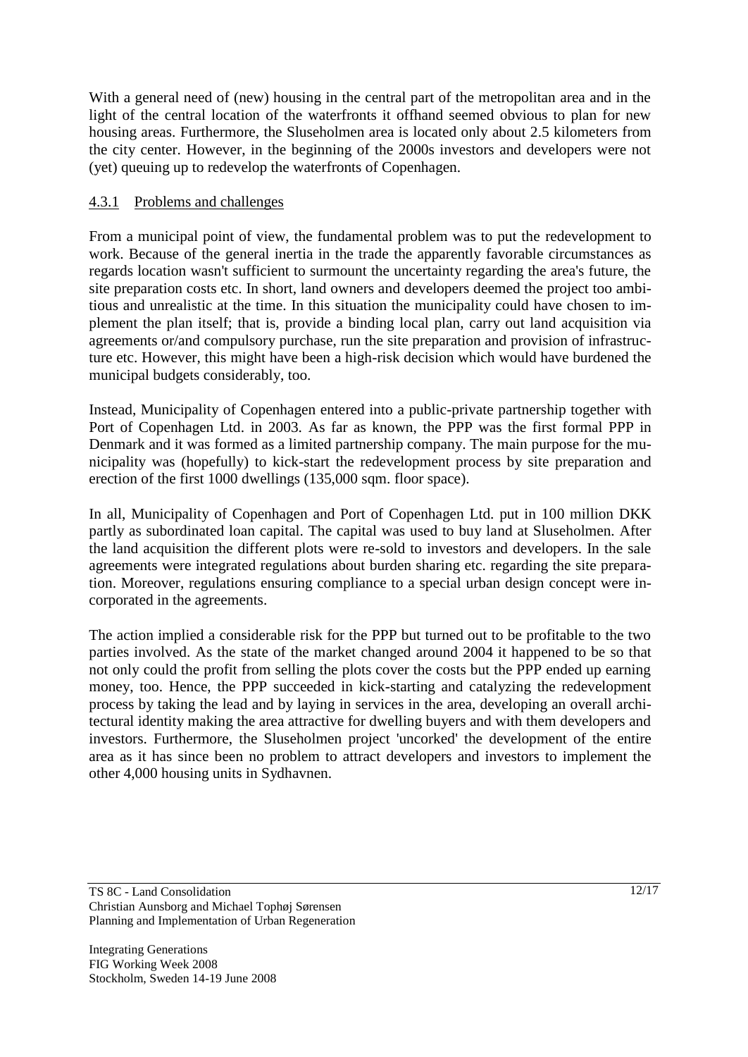With a general need of (new) housing in the central part of the metropolitan area and in the light of the central location of the waterfronts it offhand seemed obvious to plan for new housing areas. Furthermore, the Sluseholmen area is located only about 2.5 kilometers from the city center. However, in the beginning of the 2000s investors and developers were not (yet) queuing up to redevelop the waterfronts of Copenhagen.

#### 4.3.1 Problems and challenges

From a municipal point of view, the fundamental problem was to put the redevelopment to work. Because of the general inertia in the trade the apparently favorable circumstances as regards location wasn't sufficient to surmount the uncertainty regarding the area's future, the site preparation costs etc. In short, land owners and developers deemed the project too ambitious and unrealistic at the time. In this situation the municipality could have chosen to implement the plan itself; that is, provide a binding local plan, carry out land acquisition via agreements or/and compulsory purchase, run the site preparation and provision of infrastructure etc. However, this might have been a high-risk decision which would have burdened the municipal budgets considerably, too.

Instead, Municipality of Copenhagen entered into a public-private partnership together with Port of Copenhagen Ltd. in 2003. As far as known, the PPP was the first formal PPP in Denmark and it was formed as a limited partnership company. The main purpose for the municipality was (hopefully) to kick-start the redevelopment process by site preparation and erection of the first 1000 dwellings (135,000 sqm. floor space).

In all, Municipality of Copenhagen and Port of Copenhagen Ltd. put in 100 million DKK partly as subordinated loan capital. The capital was used to buy land at Sluseholmen. After the land acquisition the different plots were re-sold to investors and developers. In the sale agreements were integrated regulations about burden sharing etc. regarding the site preparation. Moreover, regulations ensuring compliance to a special urban design concept were incorporated in the agreements.

The action implied a considerable risk for the PPP but turned out to be profitable to the two parties involved. As the state of the market changed around 2004 it happened to be so that not only could the profit from selling the plots cover the costs but the PPP ended up earning money, too. Hence, the PPP succeeded in kick-starting and catalyzing the redevelopment process by taking the lead and by laying in services in the area, developing an overall architectural identity making the area attractive for dwelling buyers and with them developers and investors. Furthermore, the Sluseholmen project 'uncorked' the development of the entire area as it has since been no problem to attract developers and investors to implement the other 4,000 housing units in Sydhavnen.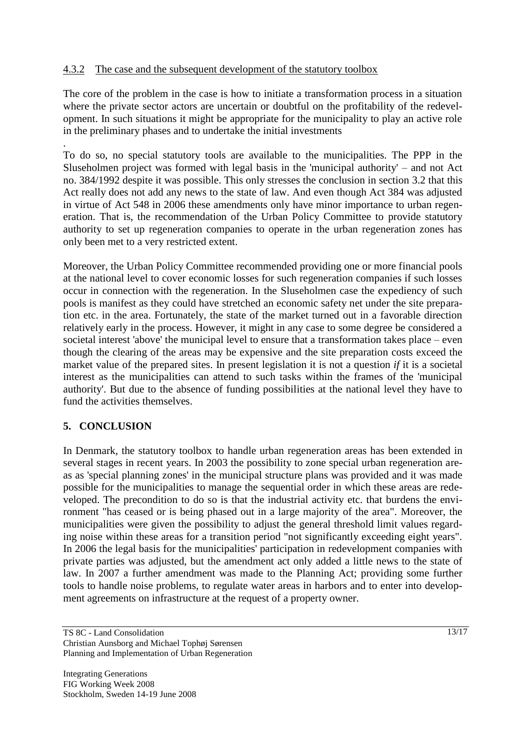### 4.3.2 The case and the subsequent development of the statutory toolbox

The core of the problem in the case is how to initiate a transformation process in a situation where the private sector actors are uncertain or doubtful on the profitability of the redevelopment. In such situations it might be appropriate for the municipality to play an active role in the preliminary phases and to undertake the initial investments

.
To do so, no special statutory tools are available to the municipalities. The PPP in the Sluseholmen project was formed with legal basis in the 'municipal authority' – and not Act no. 384/1992 despite it was possible. This only stresses the conclusion in section 3.2 that this Act really does not add any news to the state of law. And even though Act 384 was adjusted in virtue of Act 548 in 2006 these amendments only have minor importance to urban regeneration. That is, the recommendation of the Urban Policy Committee to provide statutory authority to set up regeneration companies to operate in the urban regeneration zones has only been met to a very restricted extent.

Moreover, the Urban Policy Committee recommended providing one or more financial pools at the national level to cover economic losses for such regeneration companies if such losses occur in connection with the regeneration. In the Sluseholmen case the expediency of such pools is manifest as they could have stretched an economic safety net under the site preparation etc. in the area. Fortunately, the state of the market turned out in a favorable direction relatively early in the process. However, it might in any case to some degree be considered a societal interest 'above' the municipal level to ensure that a transformation takes place – even though the clearing of the areas may be expensive and the site preparation costs exceed the market value of the prepared sites. In present legislation it is not a question *if* it is a societal interest as the municipalities can attend to such tasks within the frames of the 'municipal authority'. But due to the absence of funding possibilities at the national level they have to fund the activities themselves.

## 5. CONCLUSION

In Denmark, the statutory toolbox to handle urban regeneration areas has been extended in several stages in recent years. In 2003 the possibility to zone special urban regeneration areas as 'special planning zones' in the municipal structure plans was provided and it was made possible for the municipalities to manage the sequential order in which these areas are redeveloped. The precondition to do so is that the industrial activity etc. that burdens the environment "has ceased or is being phased out in a large majority of the area". Moreover, the municipalities were given the possibility to adjust the general threshold limit values regarding noise within these areas for a transition period "not significantly exceeding eight years". In 2006 the legal basis for the municipalities' participation in redevelopment companies with private parties was adjusted, but the amendment act only added a little news to the state of law. In 2007 a further amendment was made to the Planning Act; providing some further tools to handle noise problems, to regulate water areas in harbors and to enter into development agreements on infrastructure at the request of a property owner.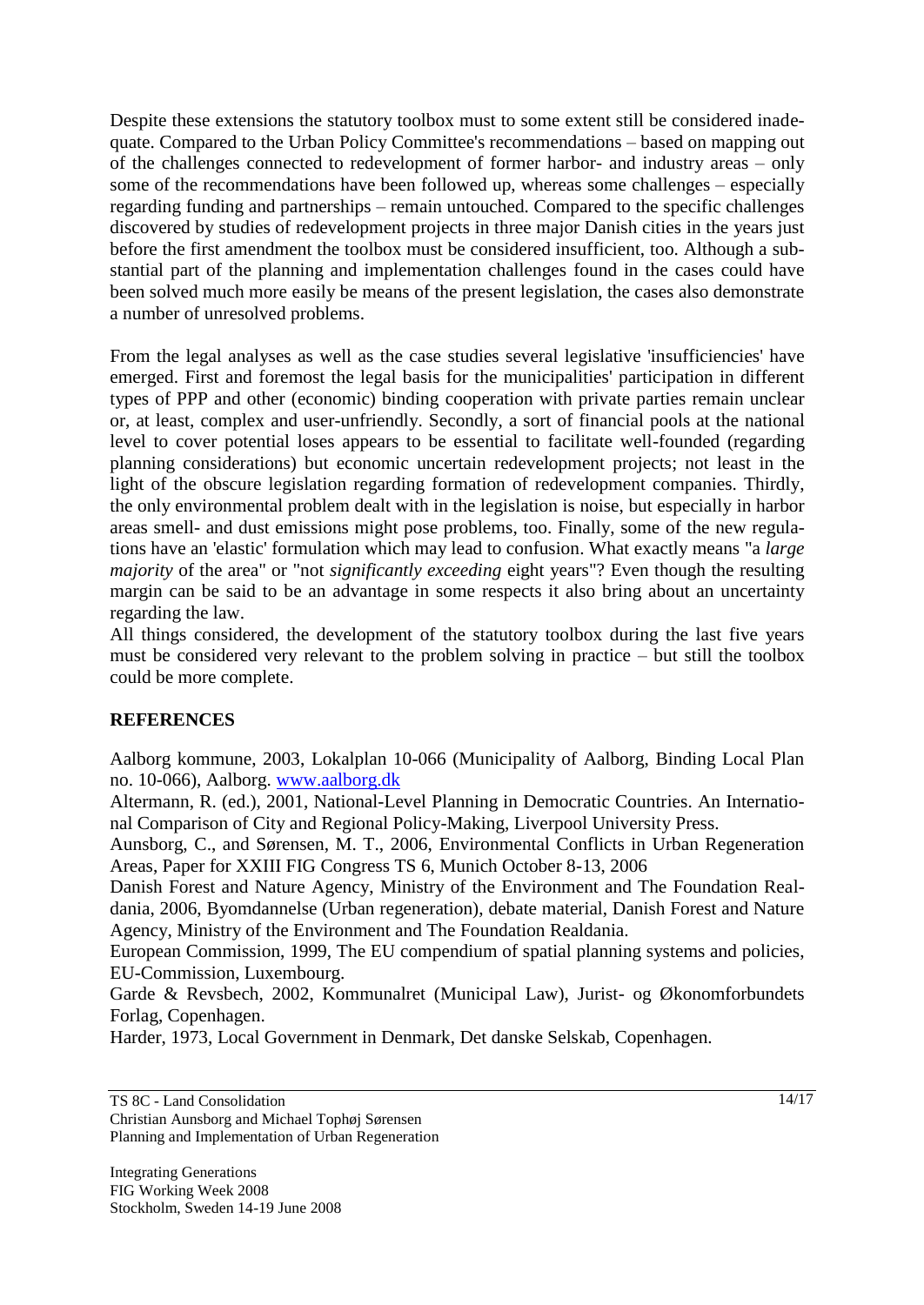Despite these extensions the statutory toolbox must to some extent still be considered inadequate. Compared to the Urban Policy Committee's recommendations – based on mapping out of the challenges connected to redevelopment of former harbor- and industry areas – only some of the recommendations have been followed up, whereas some challenges – especially regarding funding and partnerships – remain untouched. Compared to the specific challenges discovered by studies of redevelopment projects in three major Danish cities in the years just before the first amendment the toolbox must be considered insufficient, too. Although a substantial part of the planning and implementation challenges found in the cases could have been solved much more easily be means of the present legislation, the cases also demonstrate a number of unresolved problems.

From the legal analyses as well as the case studies several legislative 'insufficiencies' have emerged. First and foremost the legal basis for the municipalities' participation in different types of PPP and other (economic) binding cooperation with private parties remain unclear or, at least, complex and user-unfriendly. Secondly, a sort of financial pools at the national level to cover potential loses appears to be essential to facilitate well-founded (regarding planning considerations) but economic uncertain redevelopment projects; not least in the light of the obscure legislation regarding formation of redevelopment companies. Thirdly, the only environmental problem dealt with in the legislation is noise, but especially in harbor areas smell- and dust emissions might pose problems, too. Finally, some of the new regulations have an 'elastic' formulation which may lead to confusion. What exactly means "a *large majority* of the area" or "not *significantly exceeding* eight years"? Even though the resulting margin can be said to be an advantage in some respects it also bring about an uncertainty regarding the law.
All things considered, the development of the statutory toolbox during the last five years must be considered very relevant to the problem solving in practice – but still the toolbox could be more complete.

## REFERENCES

Aalborg kommune, 2003, Lokalplan 10-066 (Municipality of Aalborg, Binding Local Plan no. 10-066), Aalborg. www.aalborg.dk

Altermann, R. (ed.), 2001, National-Level Planning in Democratic Countries. An International Comparison of City and Regional Policy-Making, Liverpool University Press.

Aunsborg, C., and Sørensen, M. T., 2006, Environmental Conflicts in Urban Regeneration Areas, Paper for XXIII FIG Congress TS 6, Munich October 8-13, 2006

Danish Forest and Nature Agency, Ministry of the Environment and The Foundation Realdania, 2006, Byomdannelse (Urban regeneration), debate material, Danish Forest and Nature Agency, Ministry of the Environment and The Foundation Realdania.

European Commission, 1999, The EU compendium of spatial planning systems and policies, EU-Commission, Luxembourg.

Garde & Revsbech, 2002, Kommunalret (Municipal Law), Jurist- og Økonomforbundets Forlag, Copenhagen.

Harder, 1973, Local Government in Denmark, Det danske Selskab, Copenhagen.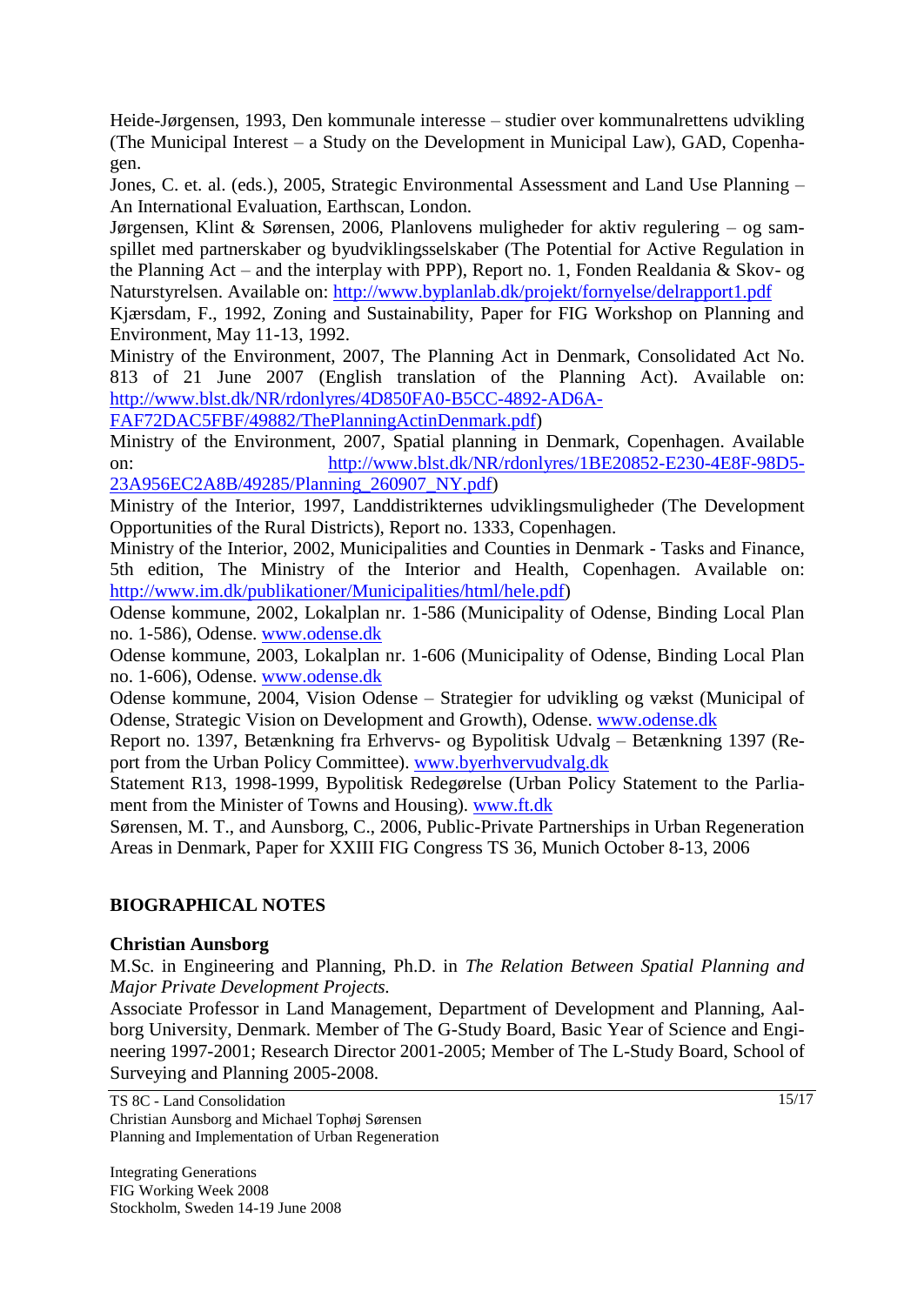Heide-Jørgensen, 1993, Den kommunale interesse – studier over kommunalrettens udvikling (The Municipal Interest – a Study on the Development in Municipal Law), GAD, Copenhagen.

Jones, C. et. al. (eds.), 2005, Strategic Environmental Assessment and Land Use Planning – An International Evaluation, Earthscan, London.

Jørgensen, Klint & Sørensen, 2006, Planlovens muligheder for aktiv regulering – og samspillet med partnerskaber og byudviklingsselskaber (The Potential for Active Regulation in the Planning Act – and the interplay with PPP), Report no. 1, Fonden Realdania & Skov- og Naturstyrelsen. Available on: http://www.byplanlab.dk/projekt/fornyelse/delrapport1.pdf

Kjærsdam, F., 1992, Zoning and Sustainability, Paper for FIG Workshop on Planning and Environment, May 11-13, 1992.

Ministry of the Environment, 2007, The Planning Act in Denmark, Consolidated Act No. 813 of 21 June 2007 (English translation of the Planning Act). Available on: http://www.blst.dk/NR/rdonlyres/4D850FA0-B5CC-4892-AD6A-FAF72DAC5FBF/49882/ThePlanningActinDenmark.pdf)

Ministry of the Environment, 2007, Spatial planning in Denmark, Copenhagen. Available on: http://www.blst.dk/NR/rdonlyres/1BE20852-E230-4E8F-98D5-23A956EC2A8B/49285/Planning_260907_NY.pdf)

Ministry of the Interior, 1997, Landdistrikternes udviklingsmuligheder (The Development Opportunities of the Rural Districts), Report no. 1333, Copenhagen.

Ministry of the Interior, 2002, Municipalities and Counties in Denmark - Tasks and Finance, 5th edition, The Ministry of the Interior and Health, Copenhagen. Available on: http://www.im.dk/publikationer/Municipalities/html/hele.pdf)

Odense kommune, 2002, Lokalplan nr. 1-586 (Municipality of Odense, Binding Local Plan no. 1-586), Odense. www.odense.dk

Odense kommune, 2003, Lokalplan nr. 1-606 (Municipality of Odense, Binding Local Plan no. 1-606), Odense. www.odense.dk

Odense kommune, 2004, Vision Odense – Strategier for udvikling og vækst (Municipal of Odense, Strategic Vision on Development and Growth), Odense. www.odense.dk

Report no. 1397, Betænkning fra Erhvervs- og Bypolitisk Udvalg – Betænkning 1397 (Report from the Urban Policy Committee). www.byerhvervudvalg.dk

Statement R13, 1998-1999, Bypolitisk Redegørelse (Urban Policy Statement to the Parliament from the Minister of Towns and Housing). www.ft.dk

Sørensen, M. T., and Aunsborg, C., 2006, Public-Private Partnerships in Urban Regeneration Areas in Denmark, Paper for XXIII FIG Congress TS 36, Munich October 8-13, 2006

## BIOGRAPHICAL NOTES

### Christian Aunsborg

M.Sc. in Engineering and Planning, Ph.D. in *The Relation Between Spatial Planning and Major Private Development Projects.*

Associate Professor in Land Management, Department of Development and Planning, Aalborg University, Denmark. Member of The G-Study Board, Basic Year of Science and Engineering 1997-2001; Research Director 2001-2005; Member of The L-Study Board, School of Surveying and Planning 2005-2008.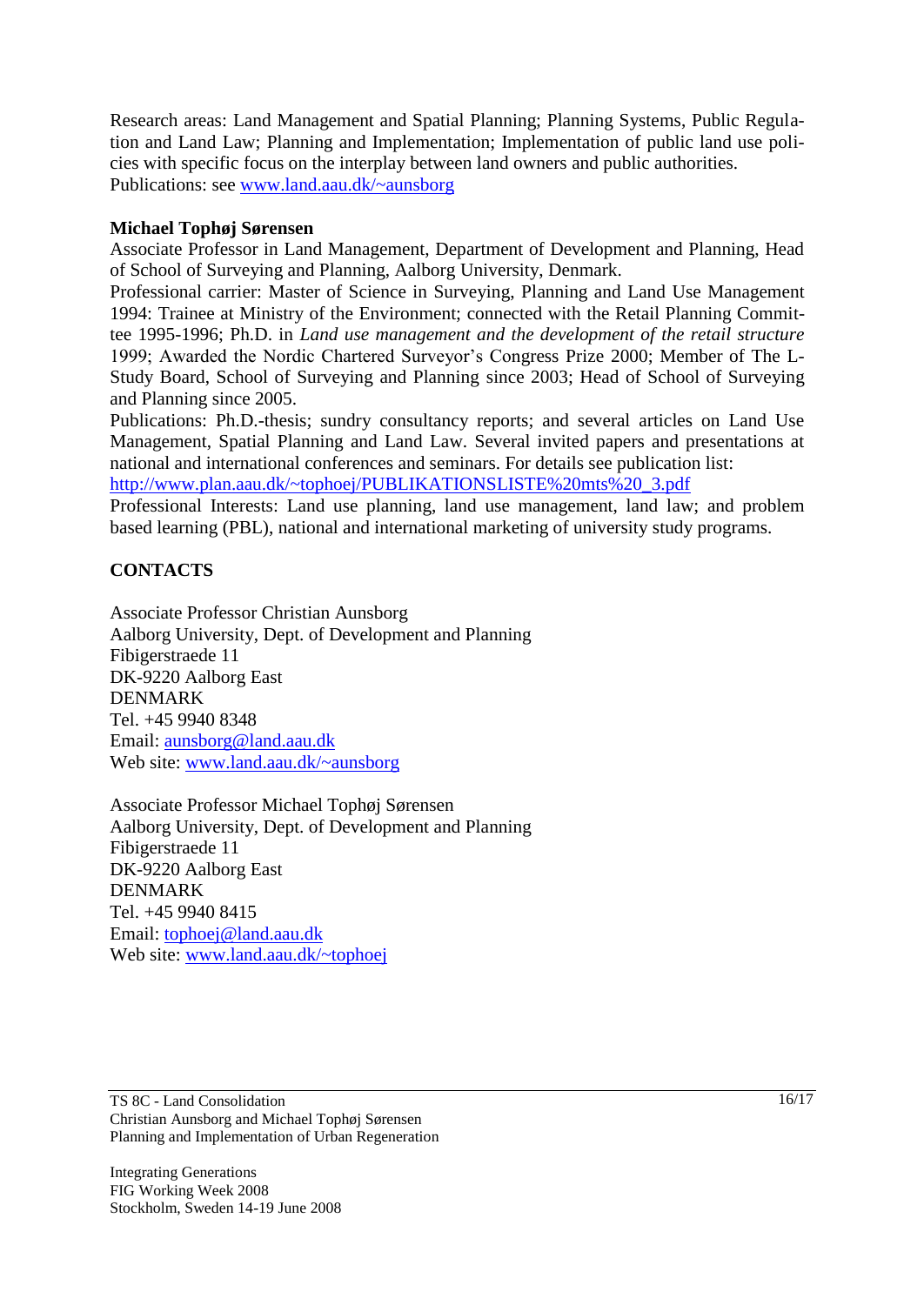Research areas: Land Management and Spatial Planning; Planning Systems, Public Regulation and Land Law; Planning and Implementation; Implementation of public land use policies with specific focus on the interplay between land owners and public authorities.
Publications: see www.land.aau.dk/~aunsborg

**Michael Tophøj Sørensen**
Associate Professor in Land Management, Department of Development and Planning, Head of School of Surveying and Planning, Aalborg University, Denmark.
Professional carrier: Master of Science in Surveying, Planning and Land Use Management 1994: Trainee at Ministry of the Environment; connected with the Retail Planning Committee 1995-1996; Ph.D. in *Land use management and the development of the retail structure* 1999; Awarded the Nordic Chartered Surveyor's Congress Prize 2000; Member of The L-Study Board, School of Surveying and Planning since 2003; Head of School of Surveying and Planning since 2005.
Publications: Ph.D.-thesis; sundry consultancy reports; and several articles on Land Use Management, Spatial Planning and Land Law. Several invited papers and presentations at national and international conferences and seminars. For details see publication list:
http://www.plan.aau.dk/~tophoej/PUBLIKATIONSLISTE%20mts%20_3.pdf
Professional Interests: Land use planning, land use management, land law; and problem based learning (PBL), national and international marketing of university study programs.

**CONTACTS**

Associate Professor Christian Aunsborg
Aalborg University, Dept. of Development and Planning
Fibigerstraede 11
DK-9220 Aalborg East
DENMARK
Tel. +45 9940 8348
Email: aunsborg@land.aau.dk
Web site: www.land.aau.dk/~aunsborg

Associate Professor Michael Tophøj Sørensen
Aalborg University, Dept. of Development and Planning
Fibigerstraede 11
DK-9220 Aalborg East
DENMARK
Tel. +45 9940 8415
Email: tophoej@land.aau.dk
Web site: www.land.aau.dk/~tophoej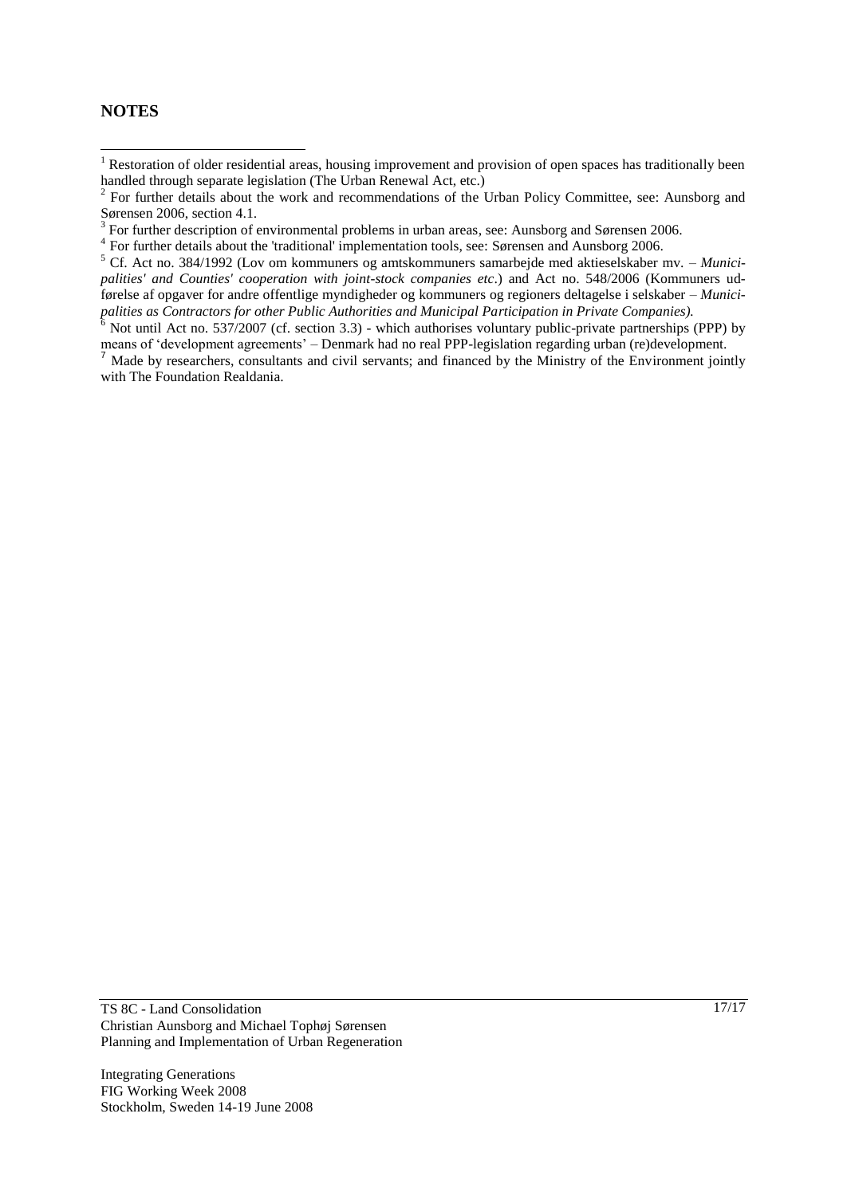## NOTES

[1] Restoration of older residential areas, housing improvement and provision of open spaces has traditionally been handled through separate legislation (The Urban Renewal Act, etc.)

[2] For further details about the work and recommendations of the Urban Policy Committee, see: Aunsborg and Sørensen 2006, section 4.1.

[3] For further description of environmental problems in urban areas, see: Aunsborg and Sørensen 2006.

[4] For further details about the 'traditional' implementation tools, see: Sørensen and Aunsborg 2006.

[5] Cf. Act no. 384/1992 (Lov om kommuners og amtskommuners samarbejde med aktieselskaber mv. – *Municipalities' and Counties' cooperation with joint-stock companies etc.*) and Act no. 548/2006 (Kommuners udførelse af opgaver for andre offentlige myndigheder og kommuners og regioners deltagelse i selskaber – *Municipalities as Contractors for other Public Authorities and Municipal Participation in Private Companies).*

[6] Not until Act no. 537/2007 (cf. section 3.3) - which authorises voluntary public-private partnerships (PPP) by means of 'development agreements' – Denmark had no real PPP-legislation regarding urban (re)development.

[7] Made by researchers, consultants and civil servants; and financed by the Ministry of the Environment jointly with The Foundation Realdania.

TS 8C - Land Consolidation
Christian Aunsborg and Michael Tophøj Sørensen
Planning and Implementation of Urban Regeneration

Integrating Generations
FIG Working Week 2008
Stockholm, Sweden 14-19 June 2008